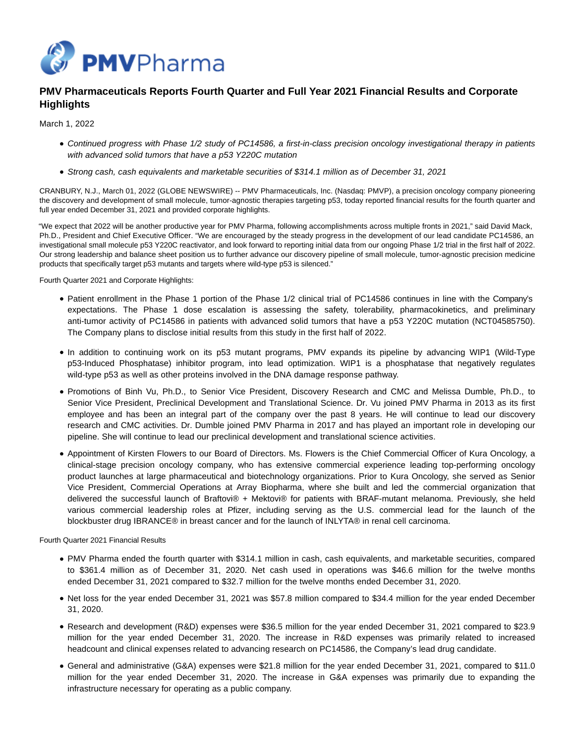# PMV Pharmaceuticals Reports Fourth Quarter and Full Year 2021 Financial Results and Corporate Highlights

March 1, 2022

- *Continued progress with Phase 1/2 study of PC14586, a first-in-class precision oncology investigational therapy in patients with advanced solid tumors that have a p53 Y220C mutation*
- *Strong cash, cash equivalents and marketable securities of $314.1 million as of December 31, 2021*

CRANBURY, N.J., March 01, 2022 (GLOBE NEWSWIRE) -- PMV Pharmaceuticals, Inc. (Nasdaq: PMVP), a precision oncology company pioneering the discovery and development of small molecule, tumor-agnostic therapies targeting p53, today reported financial results for the fourth quarter and full year ended December 31, 2021 and provided corporate highlights.

"We expect that 2022 will be another productive year for PMV Pharma, following accomplishments across multiple fronts in 2021," said David Mack, Ph.D., President and Chief Executive Officer. "We are encouraged by the steady progress in the development of our lead candidate PC14586, an investigational small molecule p53 Y220C reactivator, and look forward to reporting initial data from our ongoing Phase 1/2 trial in the first half of 2022. Our strong leadership and balance sheet position us to further advance our discovery pipeline of small molecule, tumor-agnostic precision medicine products that specifically target p53 mutants and targets where wild-type p53 is silenced."

Fourth Quarter 2021 and Corporate Highlights:

- Patient enrollment in the Phase 1 portion of the Phase 1/2 clinical trial of PC14586 continues in line with the Company's expectations. The Phase 1 dose escalation is assessing the safety, tolerability, pharmacokinetics, and preliminary anti-tumor activity of PC14586 in patients with advanced solid tumors that have a p53 Y220C mutation (NCT04585750). The Company plans to disclose initial results from this study in the first half of 2022.
- In addition to continuing work on its p53 mutant programs, PMV expands its pipeline by advancing WIP1 (Wild-Type p53-Induced Phosphatase) inhibitor program, into lead optimization. WIP1 is a phosphatase that negatively regulates wild-type p53 as well as other proteins involved in the DNA damage response pathway.
- Promotions of Binh Vu, Ph.D., to Senior Vice President, Discovery Research and CMC and Melissa Dumble, Ph.D., to Senior Vice President, Preclinical Development and Translational Science. Dr. Vu joined PMV Pharma in 2013 as its first employee and has been an integral part of the company over the past 8 years. He will continue to lead our discovery research and CMC activities. Dr. Dumble joined PMV Pharma in 2017 and has played an important role in developing our pipeline. She will continue to lead our preclinical development and translational science activities.
- Appointment of Kirsten Flowers to our Board of Directors. Ms. Flowers is the Chief Commercial Officer of Kura Oncology, a clinical-stage precision oncology company, who has extensive commercial experience leading top-performing oncology product launches at large pharmaceutical and biotechnology organizations. Prior to Kura Oncology, she served as Senior Vice President, Commercial Operations at Array Biopharma, where she built and led the commercial organization that delivered the successful launch of Braftovi® + Mektovi® for patients with BRAF-mutant melanoma. Previously, she held various commercial leadership roles at Pfizer, including serving as the U.S. commercial lead for the launch of the blockbuster drug IBRANCE® in breast cancer and for the launch of INLYTA® in renal cell carcinoma.

Fourth Quarter 2021 Financial Results

- PMV Pharma ended the fourth quarter with $314.1 million in cash, cash equivalents, and marketable securities, compared to $361.4 million as of December 31, 2020. Net cash used in operations was $46.6 million for the twelve months ended December 31, 2021 compared to $32.7 million for the twelve months ended December 31, 2020.
- Net loss for the year ended December 31, 2021 was $57.8 million compared to $34.4 million for the year ended December 31, 2020.
- Research and development (R&D) expenses were $36.5 million for the year ended December 31, 2021 compared to $23.9 million for the year ended December 31, 2020. The increase in R&D expenses was primarily related to increased headcount and clinical expenses related to advancing research on PC14586, the Company's lead drug candidate.
- General and administrative (G&A) expenses were $21.8 million for the year ended December 31, 2021, compared to $11.0 million for the year ended December 31, 2020. The increase in G&A expenses was primarily due to expanding the infrastructure necessary for operating as a public company.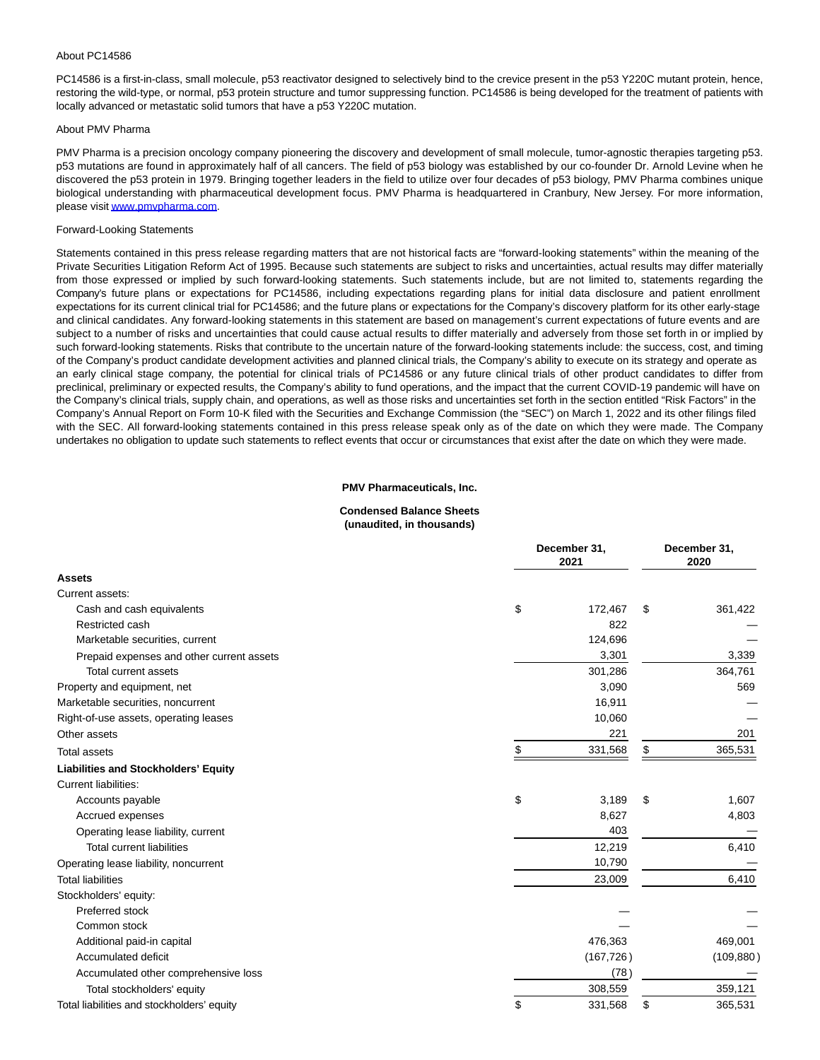About PC14586

PC14586 is a first-in-class, small molecule, p53 reactivator designed to selectively bind to the crevice present in the p53 Y220C mutant protein, hence, restoring the wild-type, or normal, p53 protein structure and tumor suppressing function. PC14586 is being developed for the treatment of patients with locally advanced or metastatic solid tumors that have a p53 Y220C mutation.

About PMV Pharma

PMV Pharma is a precision oncology company pioneering the discovery and development of small molecule, tumor-agnostic therapies targeting p53. p53 mutations are found in approximately half of all cancers. The field of p53 biology was established by our co-founder Dr. Arnold Levine when he discovered the p53 protein in 1979. Bringing together leaders in the field to utilize over four decades of p53 biology, PMV Pharma combines unique biological understanding with pharmaceutical development focus. PMV Pharma is headquartered in Cranbury, New Jersey. For more information, please visit [www.pmvpharma.com](www.pmvpharma.com).

Forward-Looking Statements

Statements contained in this press release regarding matters that are not historical facts are “forward-looking statements” within the meaning of the Private Securities Litigation Reform Act of 1995. Because such statements are subject to risks and uncertainties, actual results may differ materially from those expressed or implied by such forward-looking statements. Such statements include, but are not limited to, statements regarding the Company's future plans or expectations for PC14586, including expectations regarding plans for initial data disclosure and patient enrollment expectations for its current clinical trial for PC14586; and the future plans or expectations for the Company’s discovery platform for its other early-stage and clinical candidates. Any forward-looking statements in this statement are based on management’s current expectations of future events and are subject to a number of risks and uncertainties that could cause actual results to differ materially and adversely from those set forth in or implied by such forward-looking statements. Risks that contribute to the uncertain nature of the forward-looking statements include: the success, cost, and timing of the Company’s product candidate development activities and planned clinical trials, the Company’s ability to execute on its strategy and operate as an early clinical stage company, the potential for clinical trials of PC14586 or any future clinical trials of other product candidates to differ from preclinical, preliminary or expected results, the Company’s ability to fund operations, and the impact that the current COVID-19 pandemic will have on the Company’s clinical trials, supply chain, and operations, as well as those risks and uncertainties set forth in the section entitled “Risk Factors” in the Company’s Annual Report on Form 10-K filed with the Securities and Exchange Commission (the “SEC”) on March 1, 2022 and its other filings filed with the SEC. All forward-looking statements contained in this press release speak only as of the date on which they were made. The Company undertakes no obligation to update such statements to reflect events that occur or circumstances that exist after the date on which they were made.

**PMV Pharmaceuticals, Inc.**

**Condensed Balance Sheets**
**(unaudited, in thousands)**

| | December 31, 2021 | December 31, 2020 |
|---|---|---|
| **Assets** | | |
| Current assets: | | |
| Cash and cash equivalents | $ 172,467 | $ 361,422 |
| Restricted cash | 822 | — |
| Marketable securities, current | 124,696 | — |
| Prepaid expenses and other current assets | 3,301 | 3,339 |
| Total current assets | 301,286 | 364,761 |
| Property and equipment, net | 3,090 | 569 |
| Marketable securities, noncurrent | 16,911 | — |
| Right-of-use assets, operating leases | 10,060 | — |
| Other assets | 221 | 201 |
| Total assets | $ 331,568 | $ 365,531 |
| **Liabilities and Stockholders’ Equity** | | |
| Current liabilities: | | |
| Accounts payable | $ 3,189 | $ 1,607 |
| Accrued expenses | 8,627 | 4,803 |
| Operating lease liability, current | 403 | — |
| Total current liabilities | 12,219 | 6,410 |
| Operating lease liability, noncurrent | 10,790 | — |
| Total liabilities | 23,009 | 6,410 |
| Stockholders' equity: | | |
| Preferred stock | — | — |
| Common stock | — | — |
| Additional paid-in capital | 476,363 | 469,001 |
| Accumulated deficit | (167,726) | (109,880) |
| Accumulated other comprehensive loss | (78) | — |
| Total stockholders' equity | 308,559 | 359,121 |
| Total liabilities and stockholders’ equity | $ 331,568 | $ 365,531 |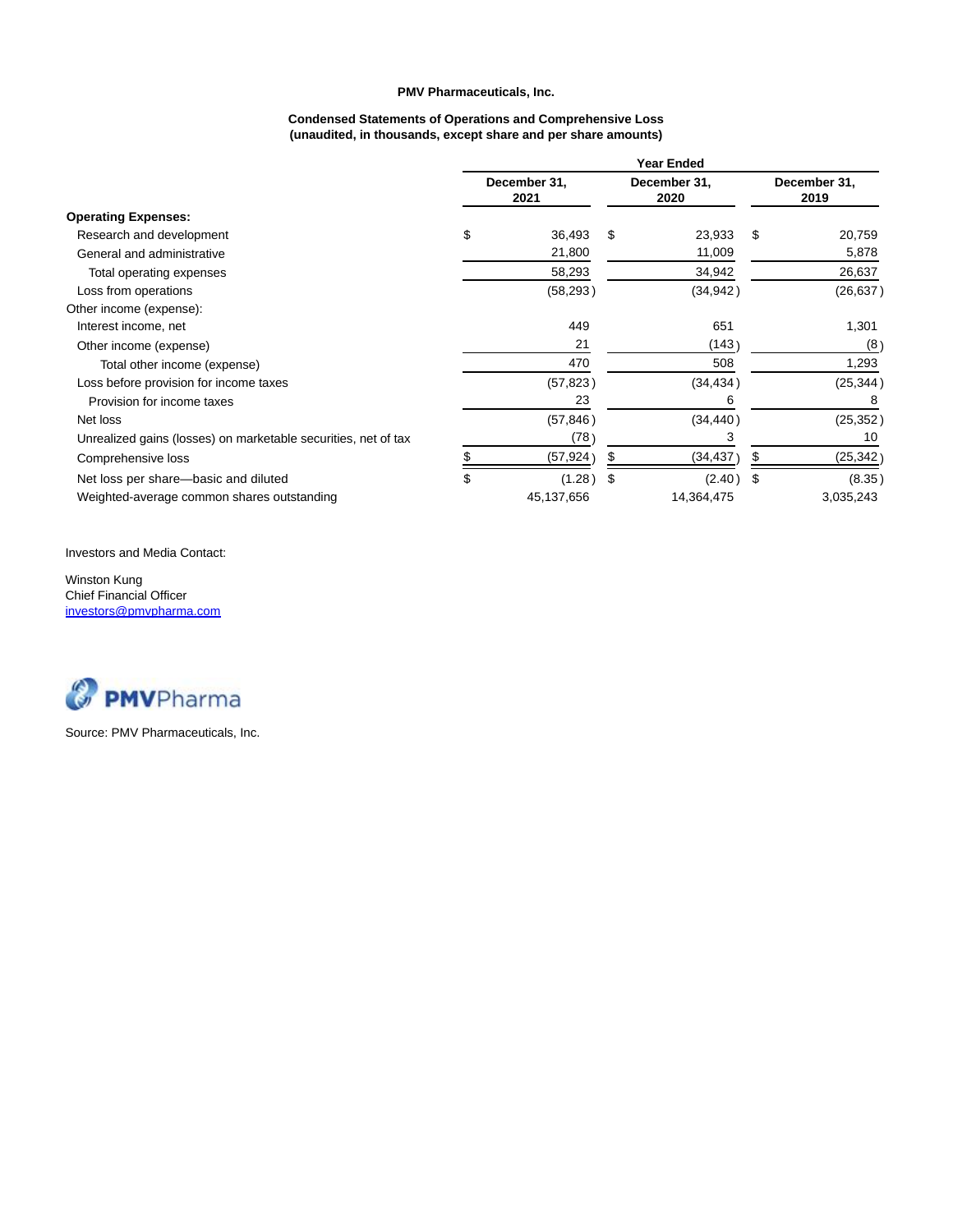**PMV Pharmaceuticals, Inc.**

**Condensed Statements of Operations and Comprehensive Loss**
**(unaudited, in thousands, except share and per share amounts)**

| | Year Ended | | |
|---|---|---|---|
| | **December 31, 2021** | **December 31, 2020** | **December 31, 2019** |
| **Operating Expenses:** | | | |
| Research and development | $ 36,493 | $ 23,933 | $ 20,759 |
| General and administrative | 21,800 | 11,009 | 5,878 |
| Total operating expenses | 58,293 | 34,942 | 26,637 |
| Loss from operations | (58,293) | (34,942) | (26,637) |
| Other income (expense): | | | |
| Interest income, net | 449 | 651 | 1,301 |
| Other income (expense) | 21 | (143) | (8) |
| Total other income (expense) | 470 | 508 | 1,293 |
| Loss before provision for income taxes | (57,823) | (34,434) | (25,344) |
| Provision for income taxes | 23 | 6 | 8 |
| Net loss | (57,846) | (34,440) | (25,352) |
| Unrealized gains (losses) on marketable securities, net of tax | (78) | 3 | 10 |
| Comprehensive loss | $ (57,924) | $ (34,437) | $ (25,342) |
| Net loss per share—basic and diluted | $ (1.28) | $ (2.40) | $ (8.35) |
| Weighted-average common shares outstanding | 45,137,656 | 14,364,475 | 3,035,243 |

Investors and Media Contact:

Winston Kung
Chief Financial Officer
investors@pmvpharma.com

PMVPharma

Source: PMV Pharmaceuticals, Inc.